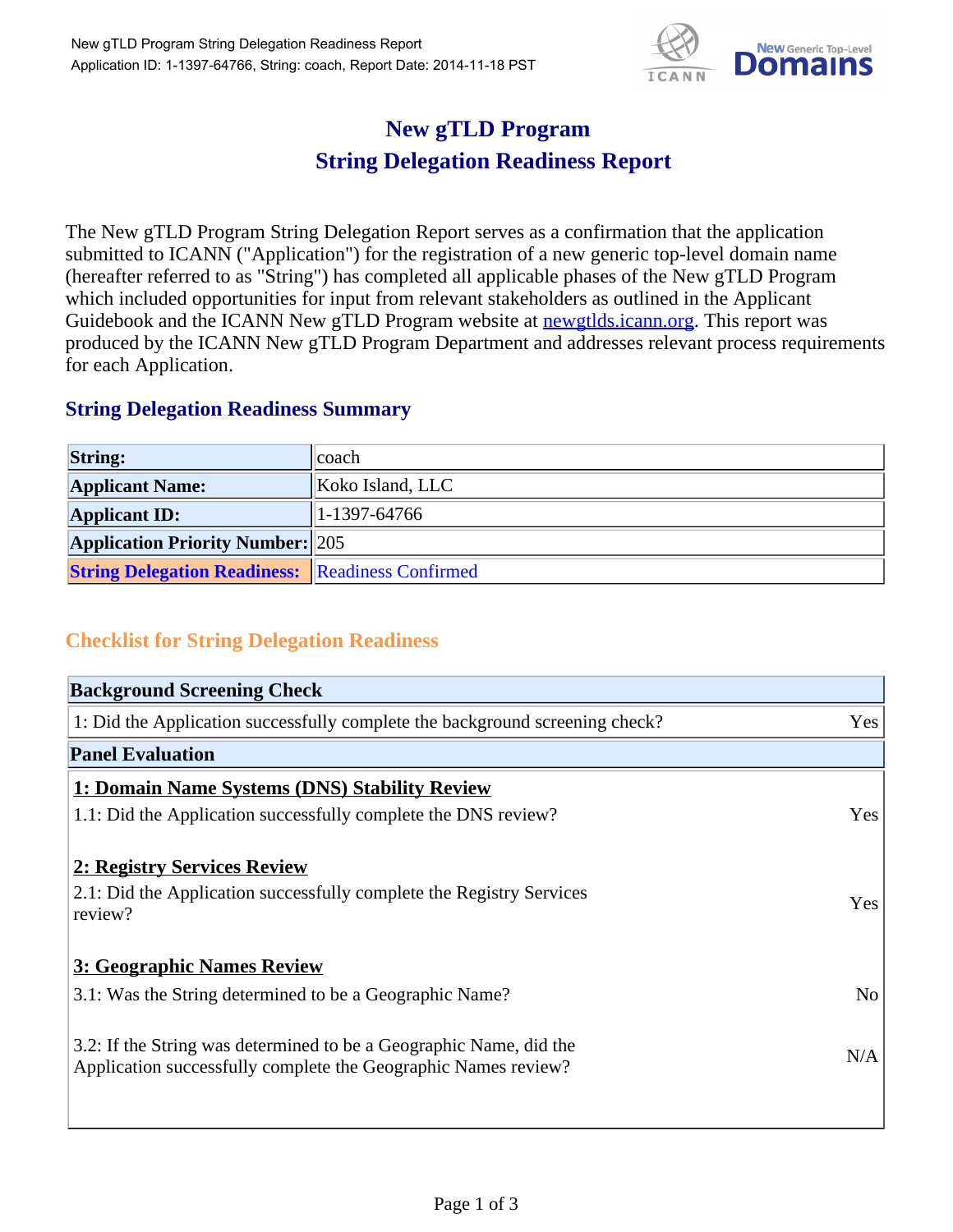# New gTLD Program
# String Delegation Readiness Report

The New gTLD Program String Delegation Report serves as a confirmation that the application submitted to ICANN ("Application") for the registration of a new generic top-level domain name (hereafter referred to as "String") has completed all applicable phases of the New gTLD Program which included opportunities for input from relevant stakeholders as outlined in the Applicant Guidebook and the ICANN New gTLD Program website at [newgtlds.icann.org](newgtlds.icann.org). This report was produced by the ICANN New gTLD Program Department and addresses relevant process requirements for each Application.

## String Delegation Readiness Summary

| | |
|---|---|
| **String:** | coach |
| **Applicant Name:** | Koko Island, LLC |
| **Applicant ID:** | 1-1397-64766 |
| **Application Priority Number:** | 205 |
| **String Delegation Readiness:** | Readiness Confirmed |

## Checklist for String Delegation Readiness

| **Background Screening Check** | |
|---|---|
| 1: Did the Application successfully complete the background screening check? | Yes |
| **Panel Evaluation** | |
| **1: Domain Name Systems (DNS) Stability Review** | |
| 1.1: Did the Application successfully complete the DNS review? | Yes |
| **2: Registry Services Review** | |
| 2.1: Did the Application successfully complete the Registry Services review? | Yes |
| **3: Geographic Names Review** | |
| 3.1: Was the String determined to be a Geographic Name? | No |
| 3.2: If the String was determined to be a Geographic Name, did the Application successfully complete the Geographic Names review? | N/A |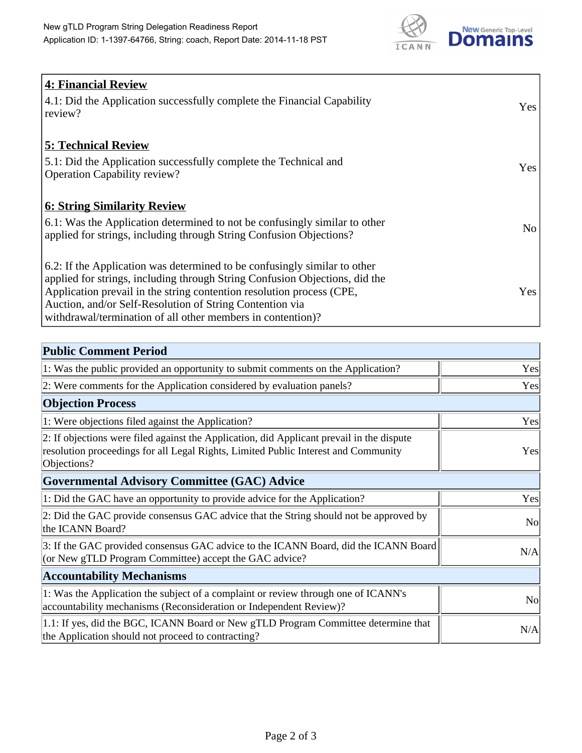| **4: Financial Review** | |
|---|---|
| 4.1: Did the Application successfully complete the Financial Capability review? | Yes |
| **5: Technical Review** | |
| 5.1: Did the Application successfully complete the Technical and Operation Capability review? | Yes |
| **6: String Similarity Review** | |
| 6.1: Was the Application determined to not be confusingly similar to other applied for strings, including through String Confusion Objections? | No |
| 6.2: If the Application was determined to be confusingly similar to other applied for strings, including through String Confusion Objections, did the Application prevail in the string contention resolution process (CPE, Auction, and/or Self-Resolution of String Contention via withdrawal/termination of all other members in contention)? | Yes |

| **Public Comment Period** | |
|---|---|
| 1: Was the public provided an opportunity to submit comments on the Application? | Yes |
| 2: Were comments for the Application considered by evaluation panels? | Yes |
| **Objection Process** | |
| 1: Were objections filed against the Application? | Yes |
| 2: If objections were filed against the Application, did Applicant prevail in the dispute resolution proceedings for all Legal Rights, Limited Public Interest and Community Objections? | Yes |
| **Governmental Advisory Committee (GAC) Advice** | |
| 1: Did the GAC have an opportunity to provide advice for the Application? | Yes |
| 2: Did the GAC provide consensus GAC advice that the String should not be approved by the ICANN Board? | No |
| 3: If the GAC provided consensus GAC advice to the ICANN Board, did the ICANN Board (or New gTLD Program Committee) accept the GAC advice? | N/A |
| **Accountability Mechanisms** | |
| 1: Was the Application the subject of a complaint or review through one of ICANN's accountability mechanisms (Reconsideration or Independent Review)? | No |
| 1.1: If yes, did the BGC, ICANN Board or New gTLD Program Committee determine that the Application should not proceed to contracting? | N/A |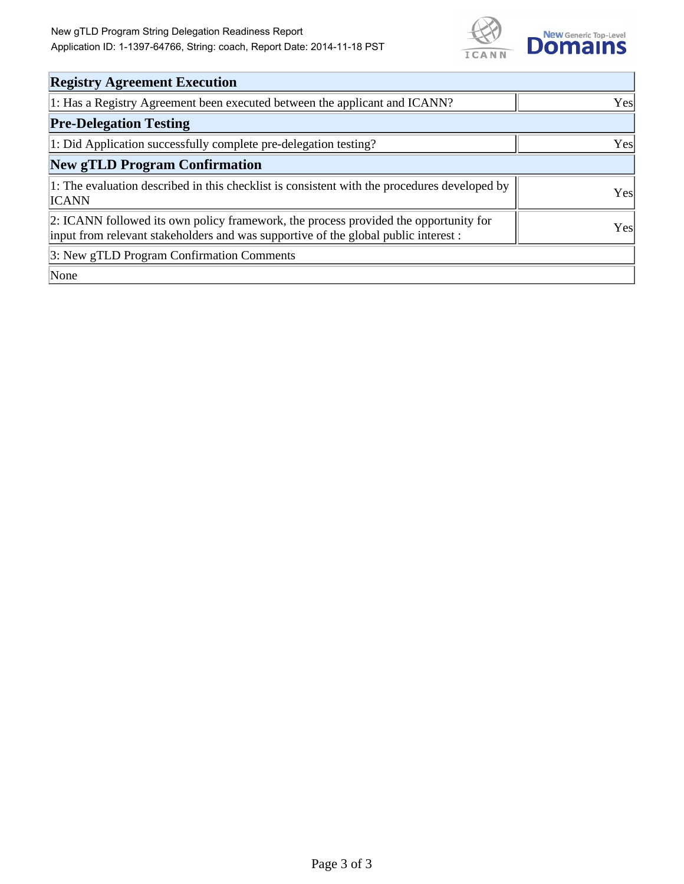| Registry Agreement Execution | |
|---|---|
| 1: Has a Registry Agreement been executed between the applicant and ICANN? | Yes |

| Pre-Delegation Testing | |
|---|---|
| 1: Did Application successfully complete pre-delegation testing? | Yes |

| New gTLD Program Confirmation | |
|---|---|
| 1: The evaluation described in this checklist is consistent with the procedures developed by ICANN | Yes |
| 2: ICANN followed its own policy framework, the process provided the opportunity for input from relevant stakeholders and was supportive of the global public interest : | Yes |
| 3: New gTLD Program Confirmation Comments | |
| None | |